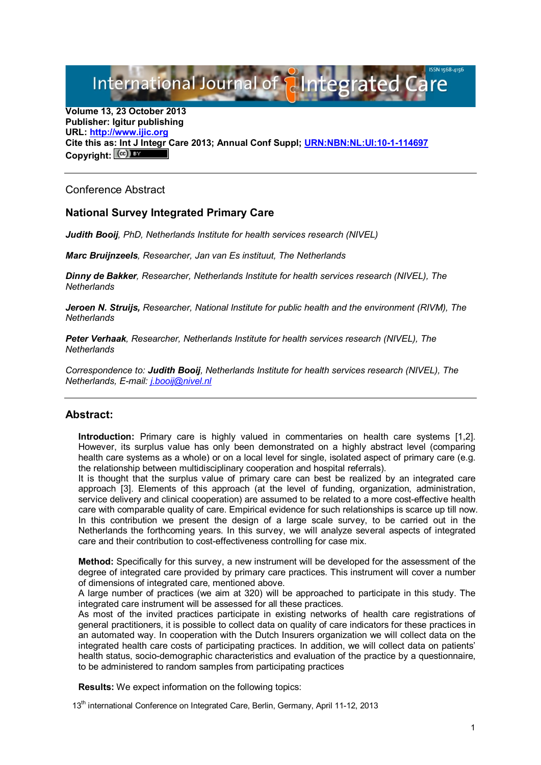# International Journal of Integrated Care

**Volume 13, 23 October 2013**
**Publisher: Igitur publishing**
**URL: [http://www.ijic.org](http://www.ijic.org)**
**Cite this as: Int J Integr Care 2013; Annual Conf Suppl; [URN:NBN:NL:UI:10-1-114697](URN:NBN:NL:UI:10-1-114697)**
**Copyright:**

---

Conference Abstract

## National Survey Integrated Primary Care

***Judith Booij***, *PhD, Netherlands Institute for health services research (NIVEL)*

***Marc Bruijnzeels***, *Researcher, Jan van Es instituut, The Netherlands*

***Dinny de Bakker***, *Researcher, Netherlands Institute for health services research (NIVEL), The Netherlands*

***Jeroen N. Struijs,*** *Researcher, National Institute for public health and the environment (RIVM), The Netherlands*

***Peter Verhaak***, *Researcher, Netherlands Institute for health services research (NIVEL), The Netherlands*

*Correspondence to:* ***Judith Booij***, *Netherlands Institute for health services research (NIVEL), The Netherlands, E-mail: [j.booij@nivel.nl](mailto:j.booij@nivel.nl)*

---

## Abstract:

**Introduction:** Primary care is highly valued in commentaries on health care systems [1,2]. However, its surplus value has only been demonstrated on a highly abstract level (comparing health care systems as a whole) or on a local level for single, isolated aspect of primary care (e.g. the relationship between multidisciplinary cooperation and hospital referrals).
It is thought that the surplus value of primary care can best be realized by an integrated care approach [3]. Elements of this approach (at the level of funding, organization, administration, service delivery and clinical cooperation) are assumed to be related to a more cost-effective health care with comparable quality of care. Empirical evidence for such relationships is scarce up till now. In this contribution we present the design of a large scale survey, to be carried out in the Netherlands the forthcoming years. In this survey, we will analyze several aspects of integrated care and their contribution to cost-effectiveness controlling for case mix.

**Method:** Specifically for this survey, a new instrument will be developed for the assessment of the degree of integrated care provided by primary care practices. This instrument will cover a number of dimensions of integrated care, mentioned above.
A large number of practices (we aim at 320) will be approached to participate in this study. The integrated care instrument will be assessed for all these practices.
As most of the invited practices participate in existing networks of health care registrations of general practitioners, it is possible to collect data on quality of care indicators for these practices in an automated way. In cooperation with the Dutch Insurers organization we will collect data on the integrated health care costs of participating practices. In addition, we will collect data on patients' health status, socio-demographic characteristics and evaluation of the practice by a questionnaire, to be administered to random samples from participating practices

**Results:** We expect information on the following topics:

13th international Conference on Integrated Care, Berlin, Germany, April 11-12, 2013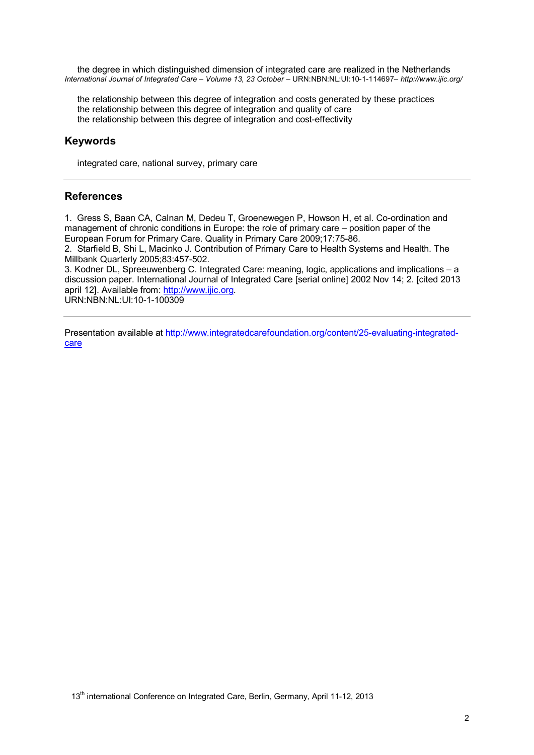the degree in which distinguished dimension of integrated care are realized in the Netherlands

the relationship between this degree of integration and costs generated by these practices
the relationship between this degree of integration and quality of care
the relationship between this degree of integration and cost-effectivity

## Keywords

integrated care, national survey, primary care

---

## References

1. Gress S, Baan CA, Calnan M, Dedeu T, Groenewegen P, Howson H, et al. Co-ordination and management of chronic conditions in Europe: the role of primary care – position paper of the European Forum for Primary Care. Quality in Primary Care 2009;17:75-86.
2. Starfield B, Shi L, Macinko J. Contribution of Primary Care to Health Systems and Health. The Millbank Quarterly 2005;83:457-502.
3. Kodner DL, Spreeuwenberg C. Integrated Care: meaning, logic, applications and implications – a discussion paper. International Journal of Integrated Care [serial online] 2002 Nov 14; 2. [cited 2013 april 12]. Available from: http://www.ijic.org.
URN:NBN:NL:UI:10-1-100309

---

Presentation available at http://www.integratedcarefoundation.org/content/25-evaluating-integrated-care